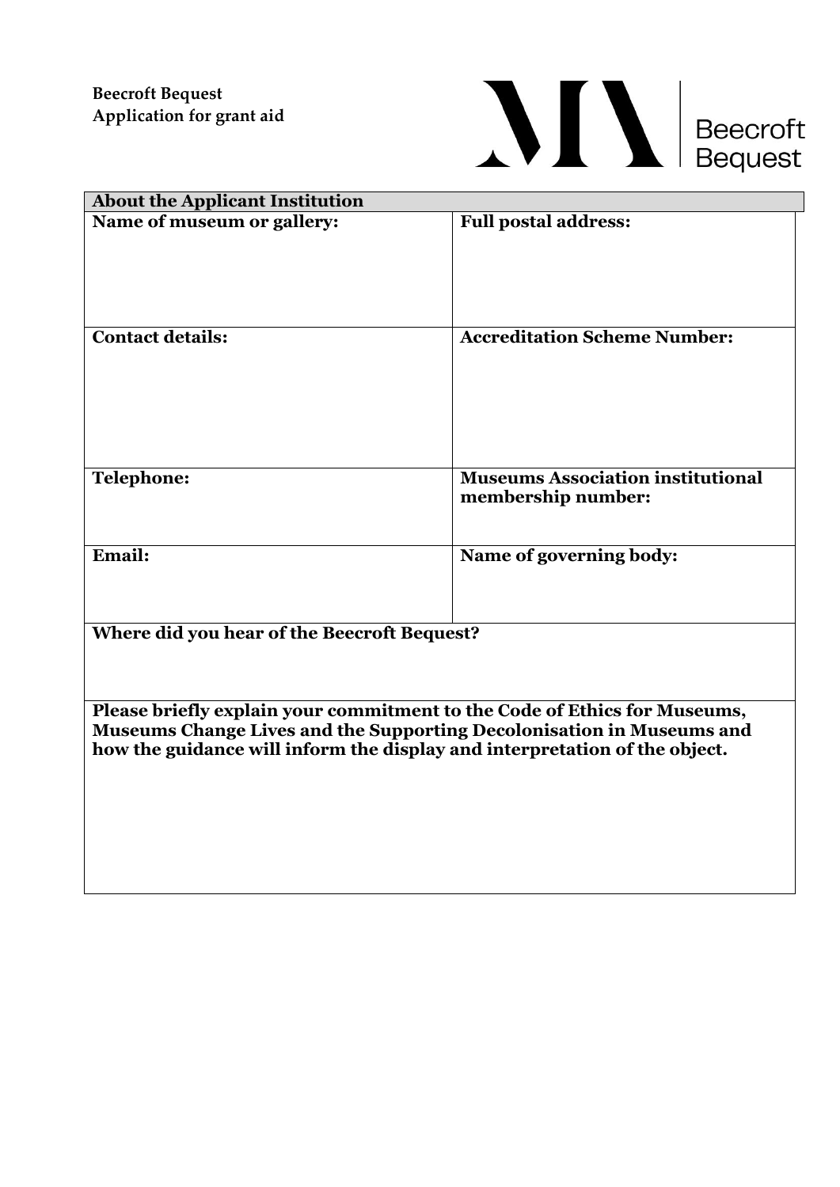**Beecroft Bequest**
**Application for grant aid**

Beecroft Bequest

| About the Applicant Institution | |
|---|---|
| **Name of museum or gallery:** | **Full postal address:** |
| **Contact details:** | **Accreditation Scheme Number:** |
| **Telephone:** | **Museums Association institutional membership number:** |
| **Email:** | **Name of governing body:** |
| **Where did you hear of the Beecroft Bequest?** | |
| **Please briefly explain your commitment to the Code of Ethics for Museums, Museums Change Lives and the Supporting Decolonisation in Museums and how the guidance will inform the display and interpretation of the object.** | |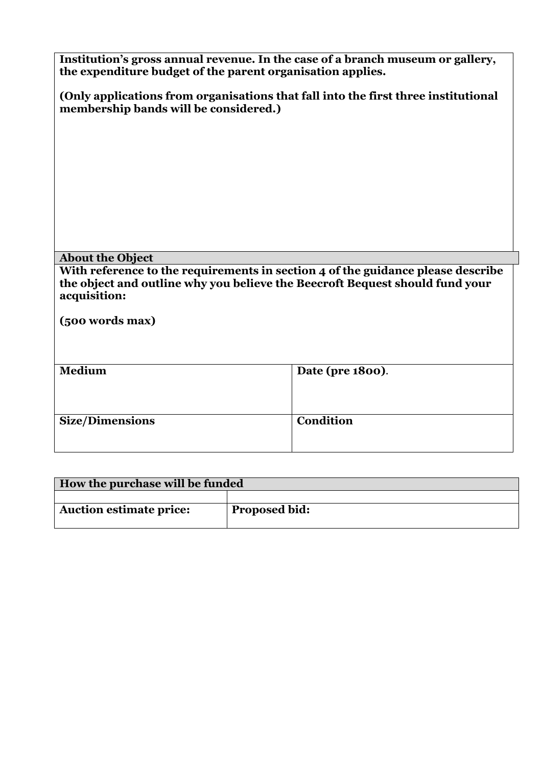| **Institution's gross annual revenue. In the case of a branch museum or gallery, the expenditure budget of the parent organisation applies.**<br><br>**(Only applications from organisations that fall into the first three institutional membership bands will be considered.)** |
| --- |

| **About the Object** | |
| --- | --- |
| **With reference to the requirements in section 4 of the guidance please describe the object and outline why you believe the Beecroft Bequest should fund your acquisition:**<br><br>**(500 words max)** | |
| **Medium** | **Date (pre 1800)**. |
| **Size/Dimensions** | **Condition** |

| **How the purchase will be funded** | |
| --- | --- |
| | |
| **Auction estimate price:** | **Proposed bid:** |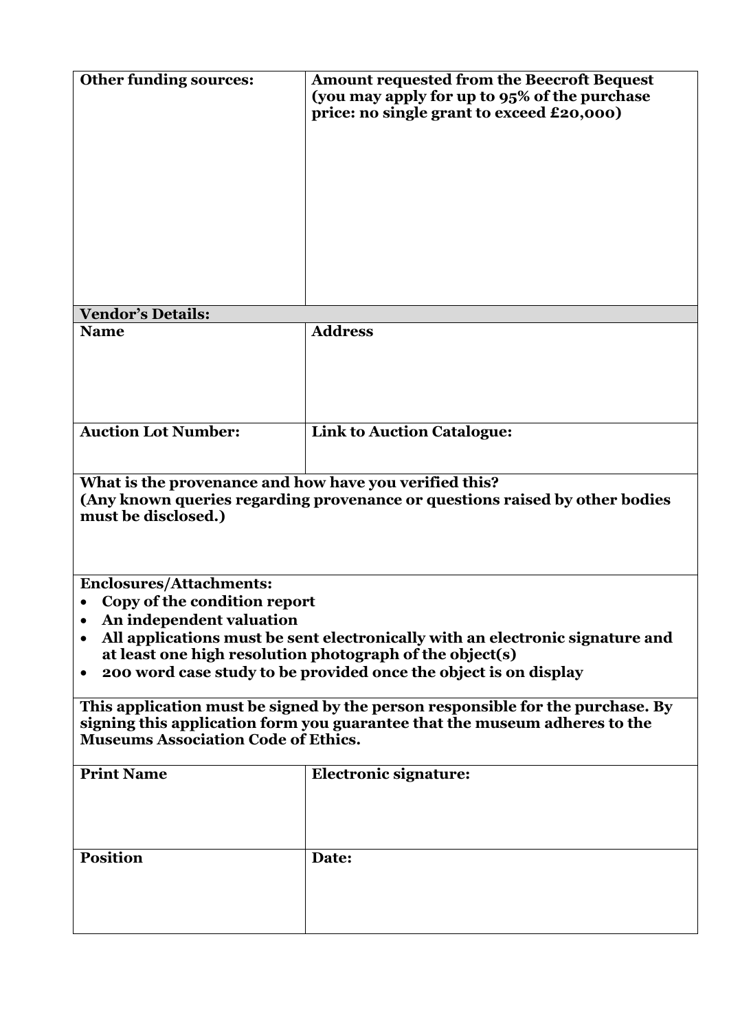| **Other funding sources:** | **Amount requested from the Beecroft Bequest (you may apply for up to 95% of the purchase price: no single grant to exceed £20,000)** |
|---|---|
| | |

| **Vendor's Details:** | |
|---|---|
| **Name** | **Address** |
| | |
| **Auction Lot Number:** | **Link to Auction Catalogue:** |
| | |

**What is the provenance and how have you verified this?**
**(Any known queries regarding provenance or questions raised by other bodies must be disclosed.)**

**Enclosures/Attachments:**

- **Copy of the condition report**
- **An independent valuation**
- **All applications must be sent electronically with an electronic signature and at least one high resolution photograph of the object(s)**
- **200 word case study to be provided once the object is on display**

**This application must be signed by the person responsible for the purchase. By signing this application form you guarantee that the museum adheres to the Museums Association Code of Ethics.**

| **Print Name** | **Electronic signature:** |
|---|---|
| | |
| **Position** | **Date:** |
| | |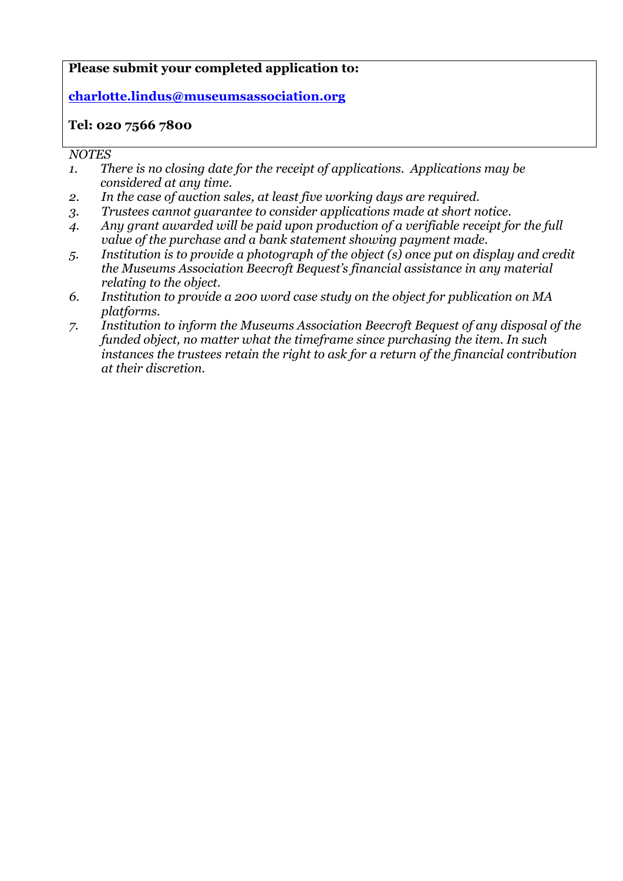**Please submit your completed application to:**

**charlotte.lindus@museumsassociation.org**

**Tel: 020 7566 7800**

*NOTES*

1. *There is no closing date for the receipt of applications. Applications may be considered at any time.*
2. *In the case of auction sales, at least five working days are required.*
3. *Trustees cannot guarantee to consider applications made at short notice.*
4. *Any grant awarded will be paid upon production of a verifiable receipt for the full value of the purchase and a bank statement showing payment made.*
5. *Institution is to provide a photograph of the object (s) once put on display and credit the Museums Association Beecroft Bequest's financial assistance in any material relating to the object.*
6. *Institution to provide a 200 word case study on the object for publication on MA platforms.*
7. *Institution to inform the Museums Association Beecroft Bequest of any disposal of the funded object, no matter what the timeframe since purchasing the item. In such instances the trustees retain the right to ask for a return of the financial contribution at their discretion.*